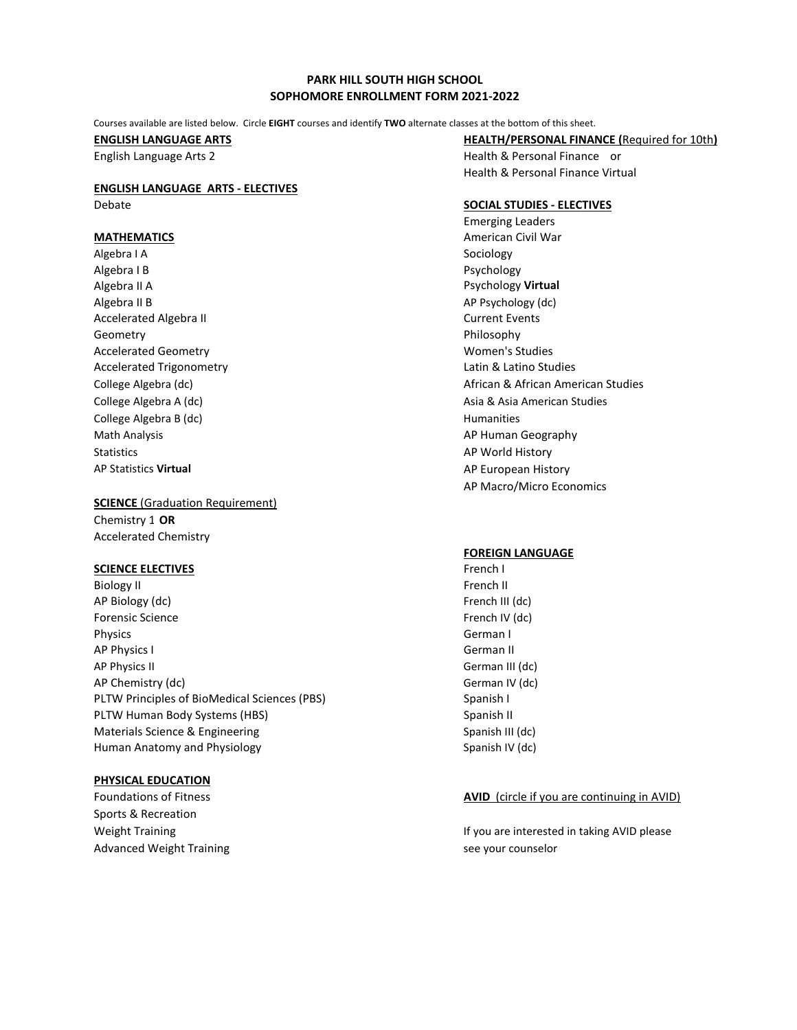# PARK HILL SOUTH HIGH SCHOOL
## SOPHOMORE ENROLLMENT FORM 2021-2022

Courses available are listed below. Circle **EIGHT** courses and identify **TWO** alternate classes at the bottom of this sheet.

**ENGLISH LANGUAGE ARTS**

English Language Arts 2

**ENGLISH LANGUAGE ARTS - ELECTIVES**

Debate

**MATHEMATICS**

Algebra I A
Algebra I B
Algebra II A
Algebra II B
Accelerated Algebra II
Geometry
Accelerated Geometry
Accelerated Trigonometry
College Algebra (dc)
College Algebra A (dc)
College Algebra B (dc)
Math Analysis
Statistics
AP Statistics **Virtual**

**SCIENCE** (Graduation Requirement)

Chemistry 1 **OR**
Accelerated Chemistry

**SCIENCE ELECTIVES**

Biology II
AP Biology (dc)
Forensic Science
Physics
AP Physics I
AP Physics II
AP Chemistry (dc)
PLTW Principles of BioMedical Sciences (PBS)
PLTW Human Body Systems (HBS)
Materials Science & Engineering
Human Anatomy and Physiology

**PHYSICAL EDUCATION**

Foundations of Fitness
Sports & Recreation
Weight Training
Advanced Weight Training

**HEALTH/PERSONAL FINANCE (**Required for 10th**)**

Health & Personal Finance or
Health & Personal Finance Virtual

**SOCIAL STUDIES - ELECTIVES**

Emerging Leaders
American Civil War
Sociology
Psychology
Psychology **Virtual**
AP Psychology (dc)
Current Events
Philosophy
Women's Studies
Latin & Latino Studies
African & African American Studies
Asia & Asia American Studies
Humanities
AP Human Geography
AP World History
AP European History
AP Macro/Micro Economics

**FOREIGN LANGUAGE**

French I
French II
French III (dc)
French IV (dc)
German I
German II
German III (dc)
German IV (dc)
Spanish I
Spanish II
Spanish III (dc)
Spanish IV (dc)

**AVID** (circle if you are continuing in AVID)

If you are interested in taking AVID please see your counselor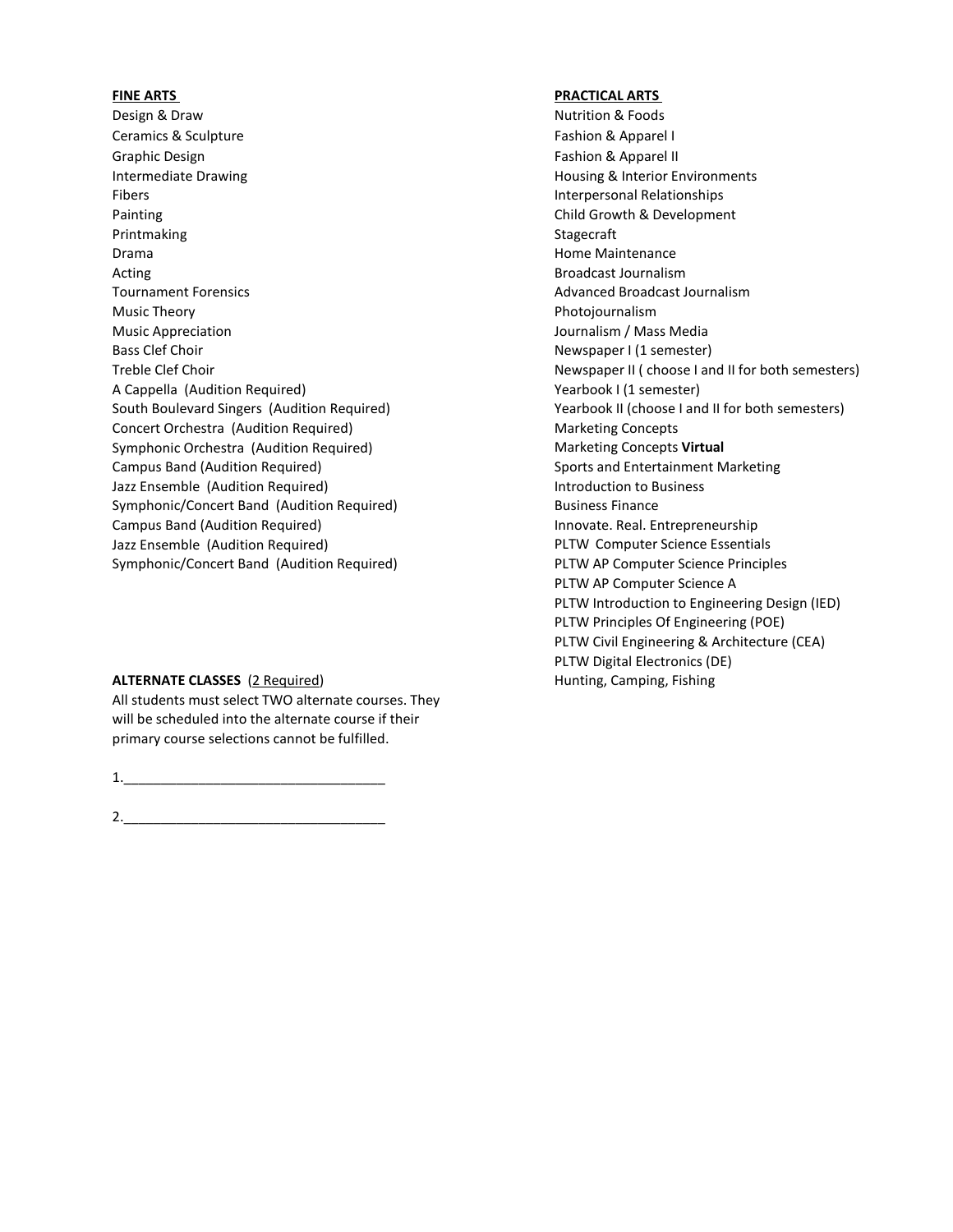**FINE ARTS**

Design & Draw
Ceramics & Sculpture
Graphic Design
Intermediate Drawing
Fibers
Painting
Printmaking
Drama
Acting
Tournament Forensics
Music Theory
Music Appreciation
Bass Clef Choir
Treble Clef Choir
A Cappella (Audition Required)
South Boulevard Singers (Audition Required)
Concert Orchestra (Audition Required)
Symphonic Orchestra (Audition Required)
Campus Band (Audition Required)
Jazz Ensemble (Audition Required)
Symphonic/Concert Band (Audition Required)
Campus Band (Audition Required)
Jazz Ensemble (Audition Required)
Symphonic/Concert Band (Audition Required)

**ALTERNATE CLASSES** (2 Required)

All students must select TWO alternate courses. They will be scheduled into the alternate course if their primary course selections cannot be fulfilled.

1.__________________________________

2.__________________________________

**PRACTICAL ARTS**

Nutrition & Foods
Fashion & Apparel I
Fashion & Apparel II
Housing & Interior Environments
Interpersonal Relationships
Child Growth & Development
Stagecraft
Home Maintenance
Broadcast Journalism
Advanced Broadcast Journalism
Photojournalism
Journalism / Mass Media
Newspaper I (1 semester)
Newspaper II ( choose I and II for both semesters)
Yearbook I (1 semester)
Yearbook II (choose I and II for both semesters)
Marketing Concepts
Marketing Concepts **Virtual**
Sports and Entertainment Marketing
Introduction to Business
Business Finance
Innovate. Real. Entrepreneurship
PLTW Computer Science Essentials
PLTW AP Computer Science Principles
PLTW AP Computer Science A
PLTW Introduction to Engineering Design (IED)
PLTW Principles Of Engineering (POE)
PLTW Civil Engineering & Architecture (CEA)
PLTW Digital Electronics (DE)
Hunting, Camping, Fishing